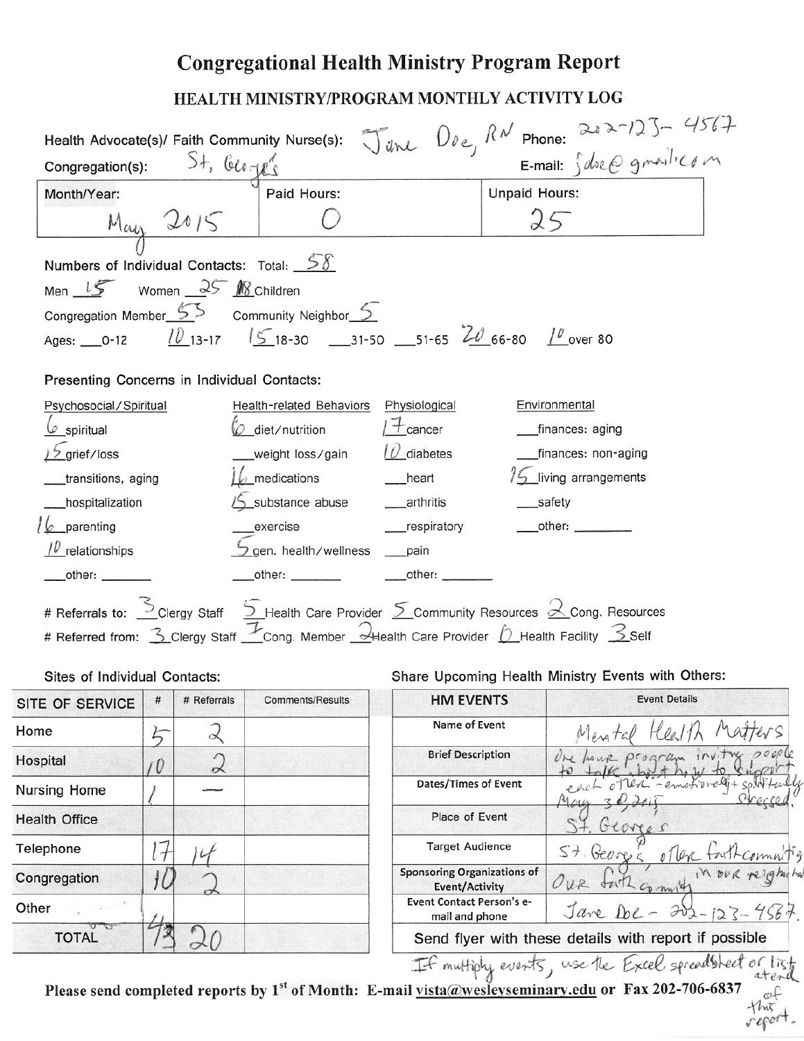# Congregational Health Ministry Program Report

## HEALTH MINISTRY/PROGRAM MONTHLY ACTIVITY LOG

Health Advocate(s)/ Faith Community Nurse(s): Jane Doe, RN Phone: 202-123-4567

Congregation(s): St. George's E-mail: jdoe@gmail.com

| Month/Year: | Paid Hours: | Unpaid Hours: |
|---|---|---|
| May 2015 | 0 | 25 |

Numbers of Individual Contacts: Total: 58

Men 15 Women 25 18 Children

Congregation Member 53 Community Neighbor 5

Ages: ___0-12 10 13-17 15 18-30 ___31-50 ___51-65 20 66-80 10 over 80

### Presenting Concerns in Individual Contacts:

| Psychosocial/Spiritual | Health-related Behaviors | Physiological | Environmental |
|---|---|---|---|
| 6 spiritual | 6 diet/nutrition | 17 cancer | ___finances: aging |
| 15 grief/loss | ___weight loss/gain | 10 diabetes | ___finances: non-aging |
| ___transitions, aging | 16 medications | ___heart | 15 living arrangements |
| ___hospitalization | 15 substance abuse | ___arthritis | ___safety |
| 16 parenting | ___exercise | ___respiratory | ___other: ________ |
| 10 relationships | 5 gen. health/wellness | ___pain | |
| ___other: _______ | ___other: _______ | ___other: _______ | |

\# Referrals to: 3 Clergy Staff 5 Health Care Provider 5 Community Resources 2 Cong. Resources

\# Referred from: 3 Clergy Staff 7 Cong. Member 2 Health Care Provider 0 Health Facility 3 Self

### Sites of Individual Contacts:

| SITE OF SERVICE | # | # Referrals | Comments/Results |
|---|---|---|---|
| Home | 5 | 2 | |
| Hospital | 10 | 2 | |
| Nursing Home | 1 | — | |
| Health Office | | | |
| Telephone | 17 | 14 | |
| Congregation | 10 | 2 | |
| Other | 4 | | |
| TOTAL | 43 | 20 | |

### Share Upcoming Health Ministry Events with Others:

| HM EVENTS | Event Details |
|---|---|
| Name of Event | Mental Health Matters |
| Brief Description | One hour program inviting people to talk about how to support each other - emotionally + spiritually stressed. |
| Dates/Times of Event | May 30, 2015 |
| Place of Event | St. George's |
| Target Audience | St. George's, other faith community |
| Sponsoring Organizations of Event/Activity | Our faith community in our neighborhood |
| Event Contact Person's e-mail and phone | Jane Doe - 202-123-4567. |
| Send flyer with these details with report if possible | |

If multiple events, use the Excel spreadsheet or list at end of this report.

**Please send completed reports by 1st of Month: E-mail vista@wesleyseminary.edu or Fax 202-706-6837**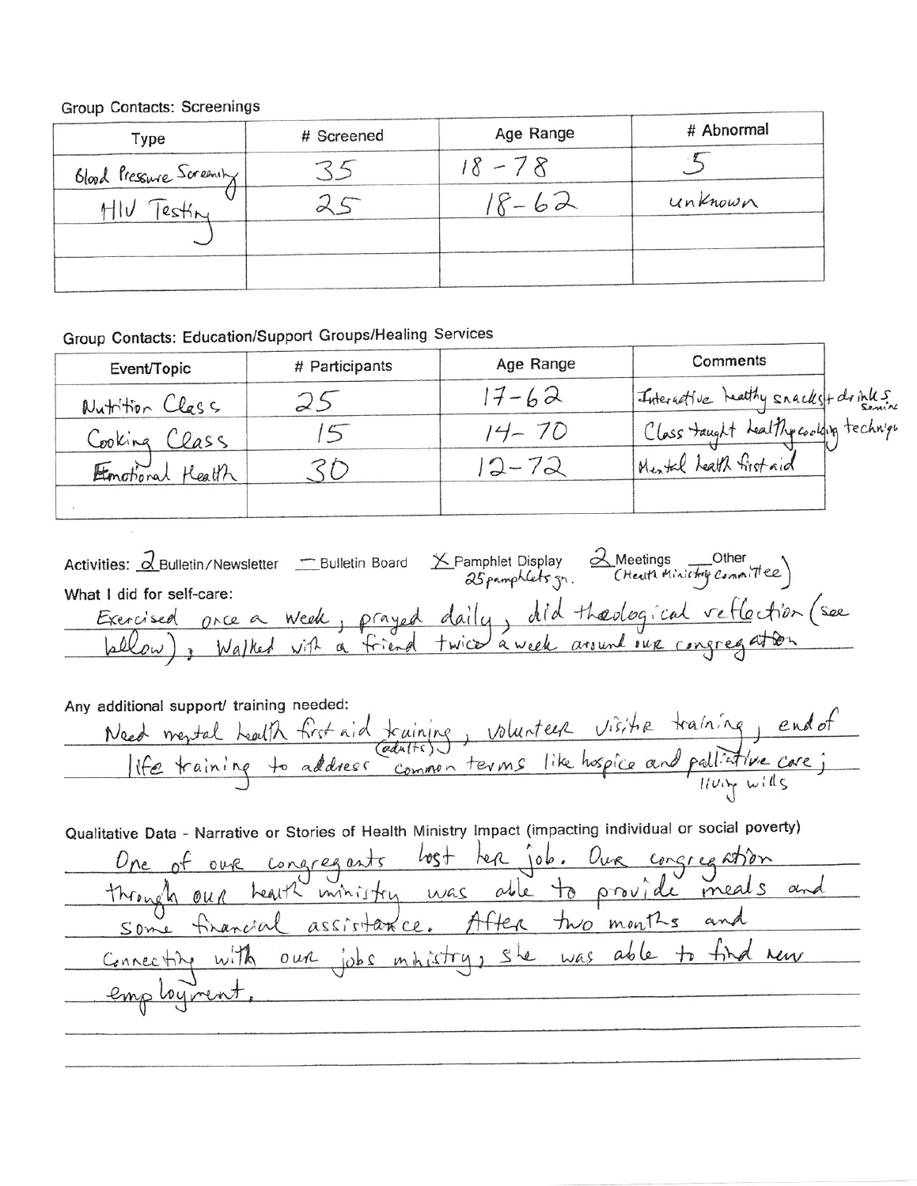Group Contacts: Screenings

| Type | # Screened | Age Range | # Abnormal |
|---|---|---|---|
| Blood Pressure Screening | 35 | 18 - 78 | 5 |
| HIV Testing | 25 | 18-62 | unknown |
| | | | |
| | | | |

Group Contacts: Education/Support Groups/Healing Services

| Event/Topic | # Participants | Age Range | Comments |
|---|---|---|---|
| Nutrition Class | 25 | 17-62 | Interactive healthy snacks + drinks Seminar |
| Cooking Class | 15 | 14-70 | Class taught healthy cooking technique |
| Emotional Health | 30 | 12-72 | Mental health first aid |
| | | | |

Activities: 2 Bulletin/Newsletter — Bulletin Board X Pamphlet Display (25 pamphlets gn.) 2 Meetings ___ Other (Health Ministry Committee)

What I did for self-care:

Exercised once a week, prayed daily, did theological reflection (see below), Walked with a friend twice a week around our congregation

Any additional support/ training needed:

Need mental health first aid training (adults), volunteer visitor training, end of life training to address common terms like hospice and palliative care; living wills

Qualitative Data - Narrative or Stories of Health Ministry Impact (impacting individual or social poverty)

One of our congregants lost her job. Our congregation through our health ministry was able to provide meals and some financial assistance. After two months and connecting with our jobs ministry, she was able to find new employment.